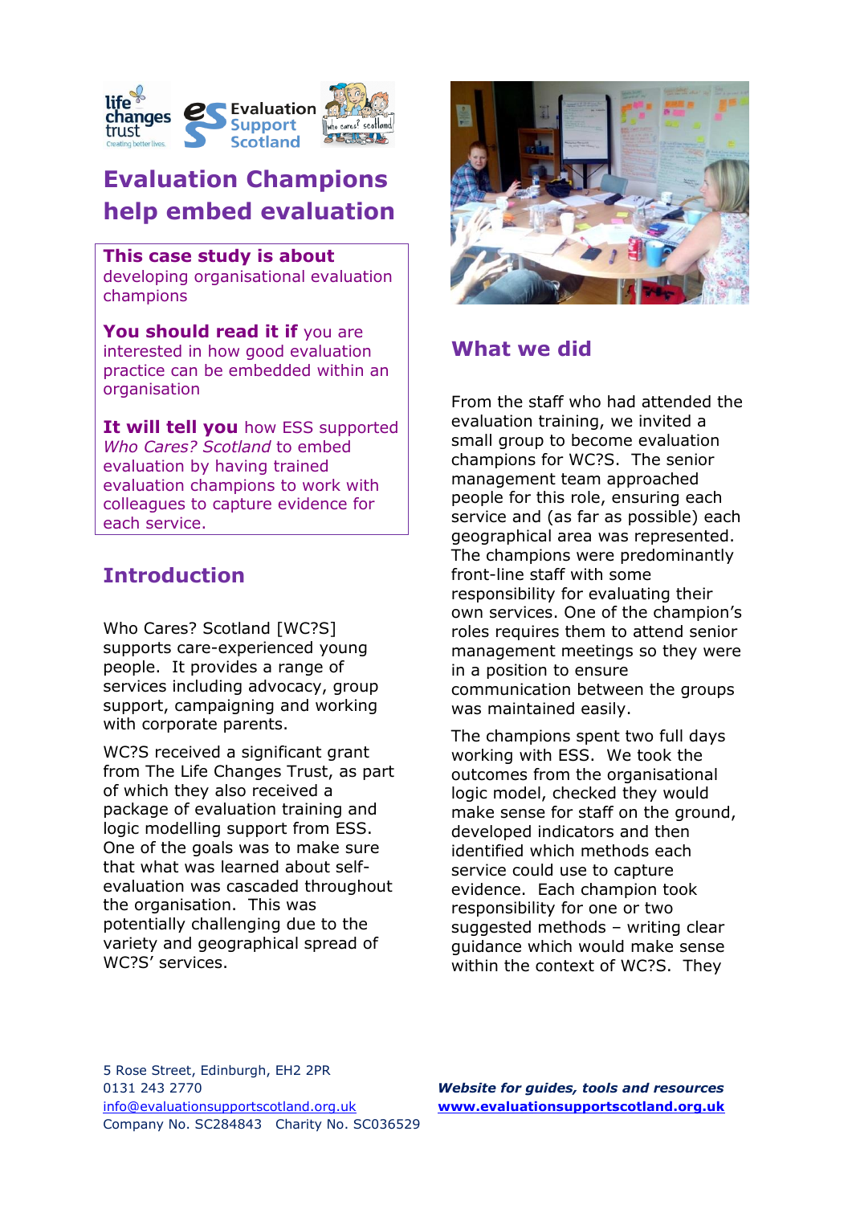# Evaluation Champions help embed evaluation

**This case study is about** developing organisational evaluation champions

**You should read it if** you are interested in how good evaluation practice can be embedded within an organisation

**It will tell you** how ESS supported *Who Cares? Scotland* to embed evaluation by having trained evaluation champions to work with colleagues to capture evidence for each service.

## Introduction

Who Cares? Scotland [WC?S] supports care-experienced young people. It provides a range of services including advocacy, group support, campaigning and working with corporate parents.

WC?S received a significant grant from The Life Changes Trust, as part of which they also received a package of evaluation training and logic modelling support from ESS. One of the goals was to make sure that what was learned about self-evaluation was cascaded throughout the organisation. This was potentially challenging due to the variety and geographical spread of WC?S' services.

## What we did

From the staff who had attended the evaluation training, we invited a small group to become evaluation champions for WC?S. The senior management team approached people for this role, ensuring each service and (as far as possible) each geographical area was represented. The champions were predominantly front-line staff with some responsibility for evaluating their own services. One of the champion's roles requires them to attend senior management meetings so they were in a position to ensure communication between the groups was maintained easily.

The champions spent two full days working with ESS. We took the outcomes from the organisational logic model, checked they would make sense for staff on the ground, developed indicators and then identified which methods each service could use to capture evidence. Each champion took responsibility for one or two suggested methods – writing clear guidance which would make sense within the context of WC?S. They

5 Rose Street, Edinburgh, EH2 2PR
0131 243 2770
info@evaluationsupportscotland.org.uk
Company No. SC284843 Charity No. SC036529

***Website for guides, tools and resources***
**www.evaluationsupportscotland.org.uk**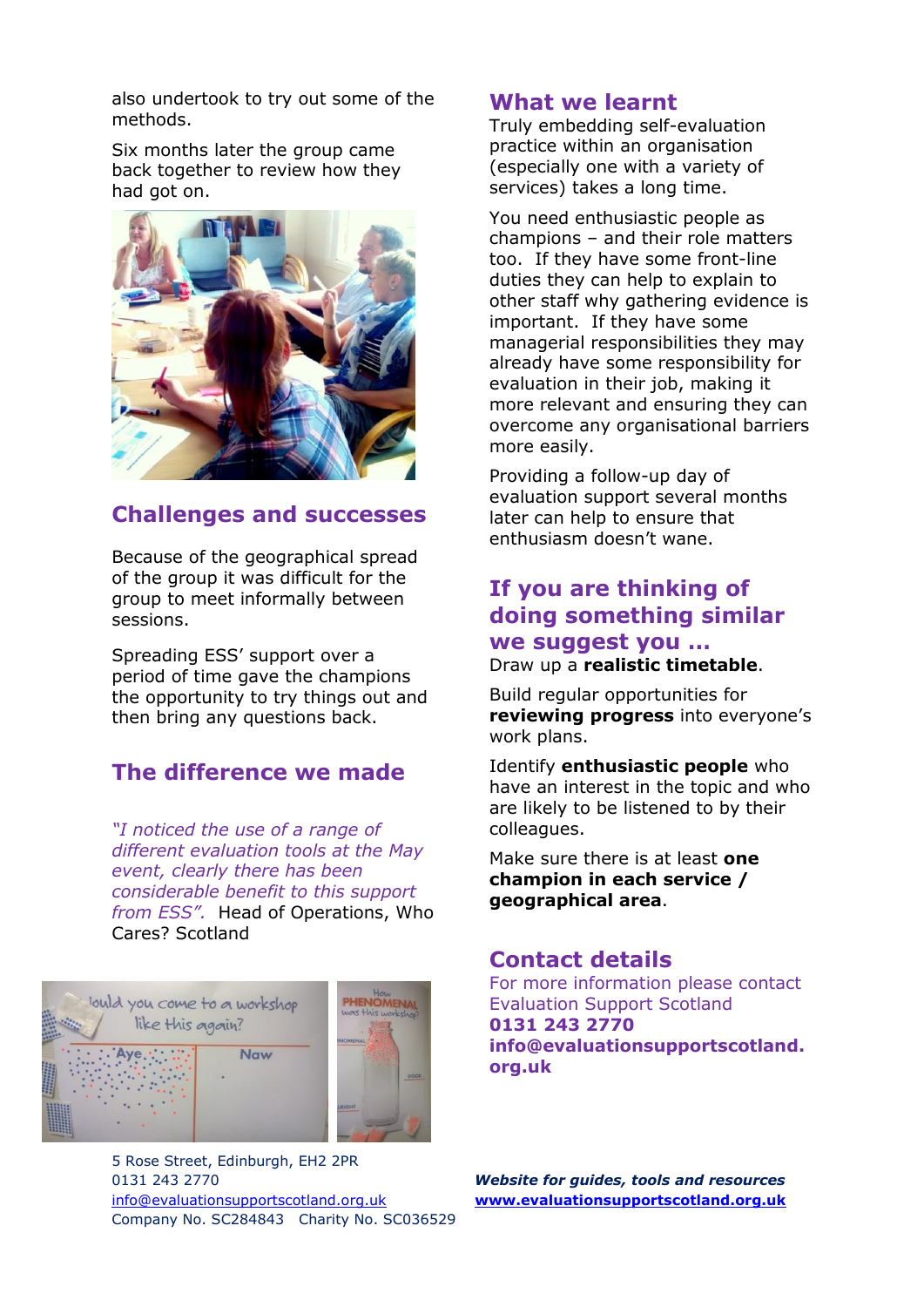also undertook to try out some of the methods.

Six months later the group came back together to review how they had got on.

## Challenges and successes

Because of the geographical spread of the group it was difficult for the group to meet informally between sessions.

Spreading ESS' support over a period of time gave the champions the opportunity to try things out and then bring any questions back.

## The difference we made

*"I noticed the use of a range of different evaluation tools at the May event, clearly there has been considerable benefit to this support from ESS".* Head of Operations, Who Cares? Scotland

## What we learnt

Truly embedding self-evaluation practice within an organisation (especially one with a variety of services) takes a long time.

You need enthusiastic people as champions – and their role matters too. If they have some front-line duties they can help to explain to other staff why gathering evidence is important. If they have some managerial responsibilities they may already have some responsibility for evaluation in their job, making it more relevant and ensuring they can overcome any organisational barriers more easily.

Providing a follow-up day of evaluation support several months later can help to ensure that enthusiasm doesn't wane.

## If you are thinking of doing something similar we suggest you …

Draw up a **realistic timetable**.

Build regular opportunities for **reviewing progress** into everyone's work plans.

Identify **enthusiastic people** who have an interest in the topic and who are likely to be listened to by their colleagues.

Make sure there is at least **one champion in each service / geographical area**.

## Contact details

For more information please contact Evaluation Support Scotland
**0131 243 2770**
**info@evaluationsupportscotland.org.uk**

5 Rose Street, Edinburgh, EH2 2PR
0131 243 2770
info@evaluationsupportscotland.org.uk
Company No. SC284843 Charity No. SC036529

***Website for guides, tools and resources***
**www.evaluationsupportscotland.org.uk**